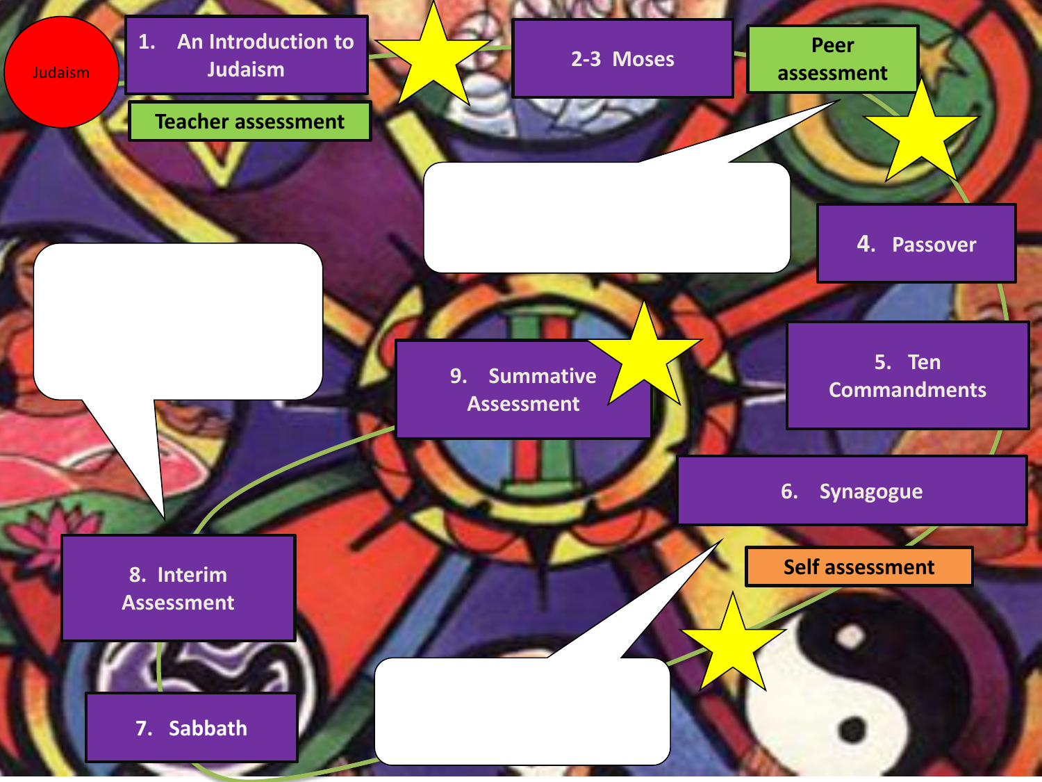Judaism

1. An Introduction to Judaism

Teacher assessment

2-3 Moses

Peer assessment

4. Passover

5. Ten Commandments

6. Synagogue

Self assessment

7. Sabbath

8. Interim Assessment

9. Summative Assessment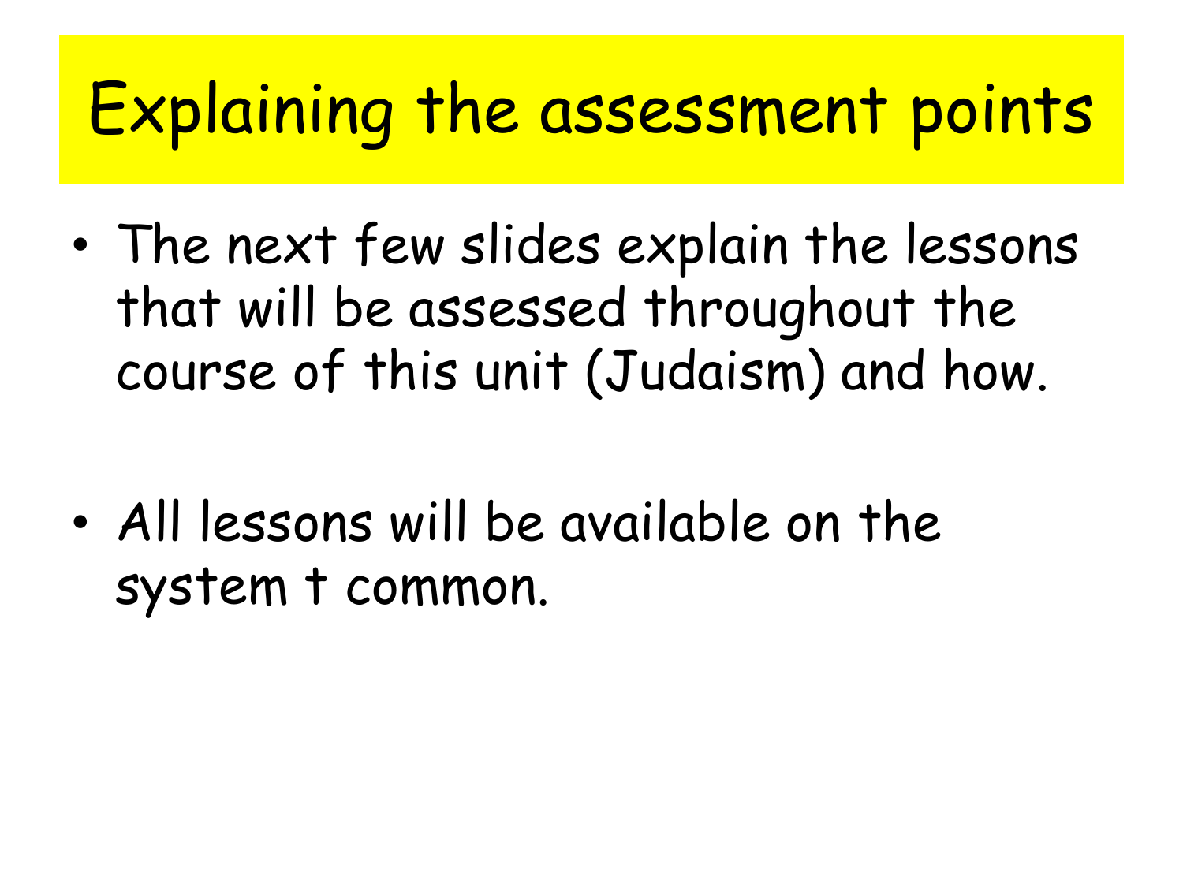# Explaining the assessment points

- The next few slides explain the lessons that will be assessed throughout the course of this unit (Judaism) and how.

- *All lessons will be available on the system t common.*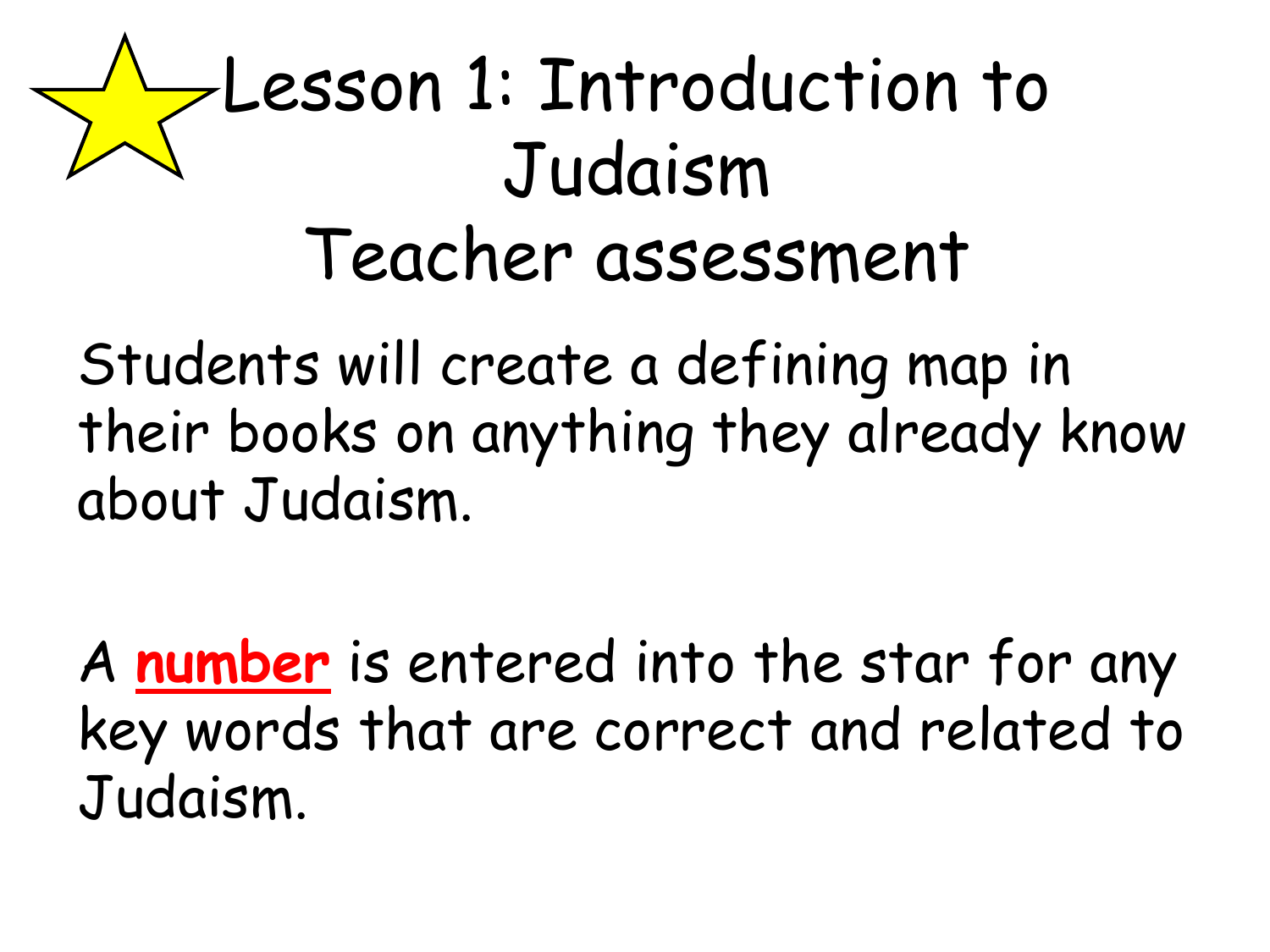# Lesson 1: Introduction to Judaism
# Teacher assessment

Students will create a defining map in their books on anything they already know about Judaism.

A **number** is entered into the star for any key words that are correct and related to Judaism.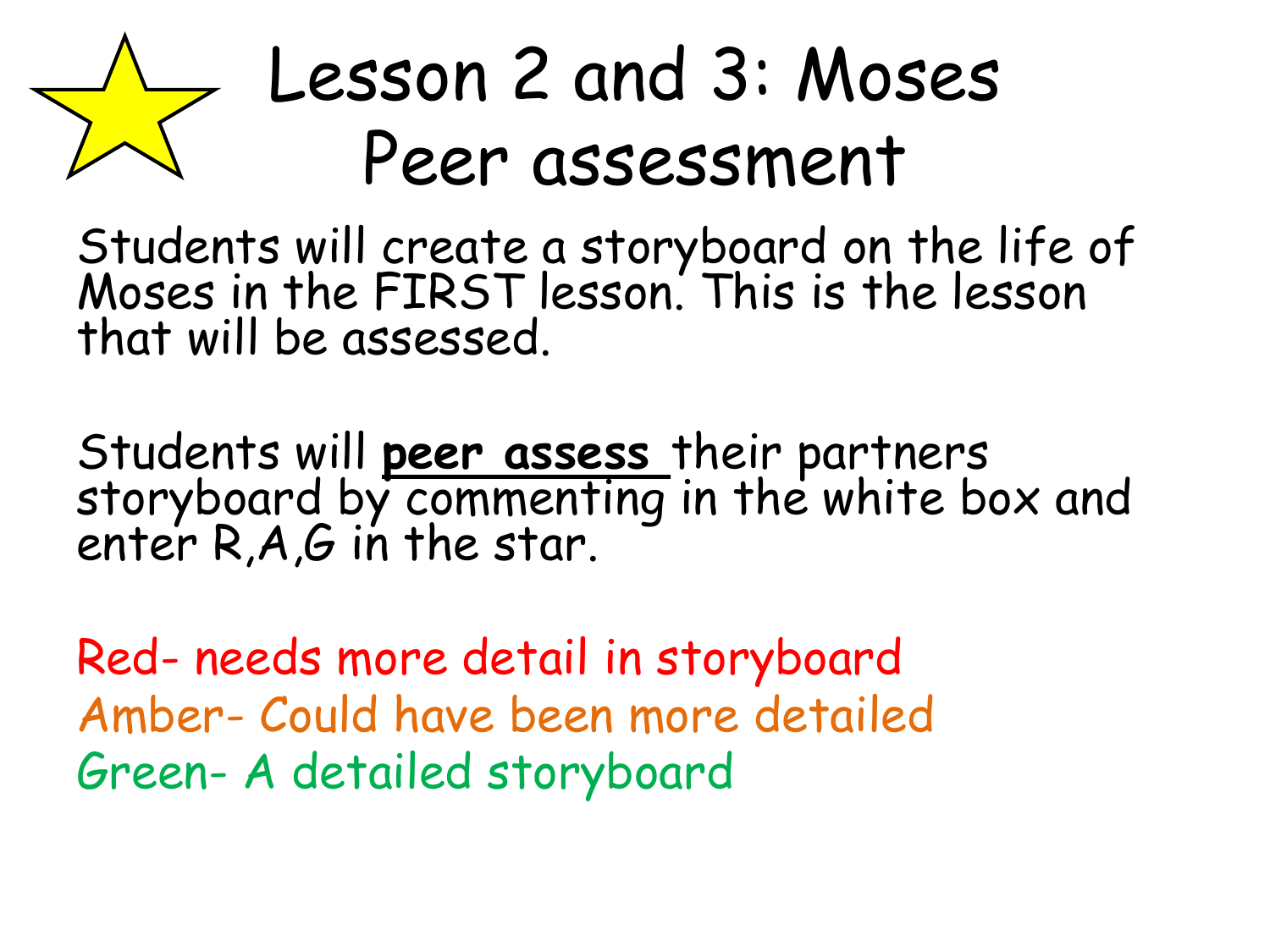# Lesson 2 and 3: Moses Peer assessment

Students will create a storyboard on the life of Moses in the FIRST lesson. This is the lesson that will be assessed.

Students will **peer assess** their partners storyboard by commenting in the white box and enter R,A,G in the star.

Red- needs more detail in storyboard
Amber- Could have been more detailed
Green- A detailed storyboard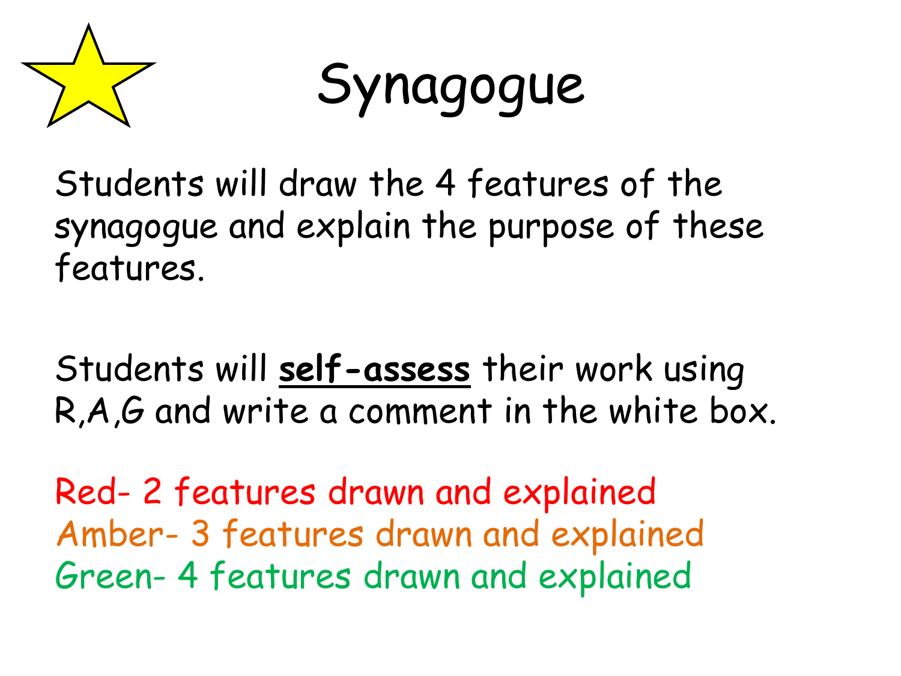# Synagogue

Students will draw the 4 features of the synagogue and explain the purpose of these features.

Students will **self-assess** their work using R,A,G and write a comment in the white box.

Red- 2 features drawn and explained
Amber- 3 features drawn and explained
Green- 4 features drawn and explained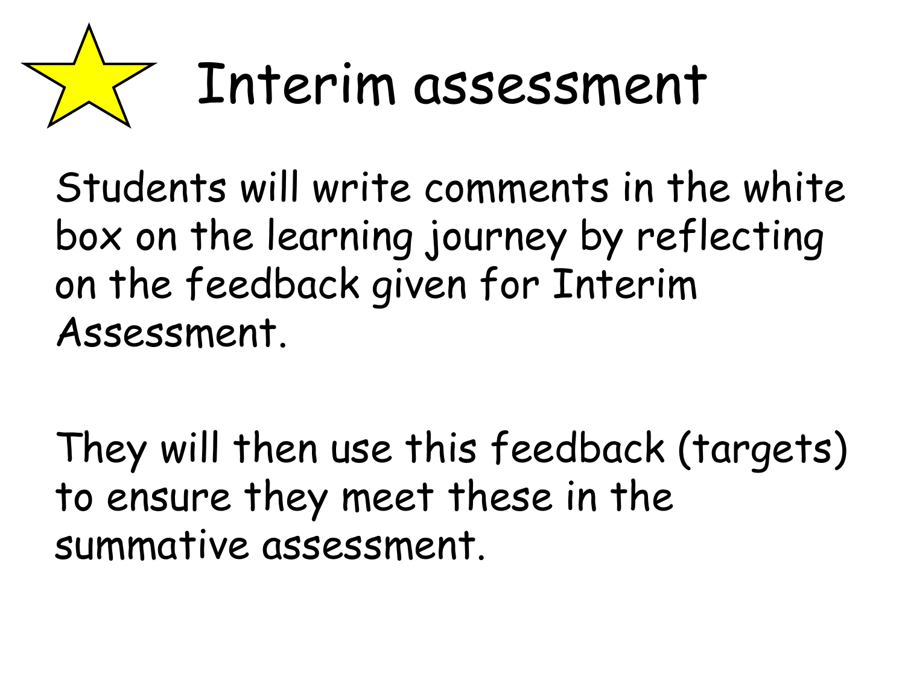# Interim assessment

Students will write comments in the white box on the learning journey by reflecting on the feedback given for Interim Assessment.

They will then use this feedback (targets) to ensure they meet these in the summative assessment.